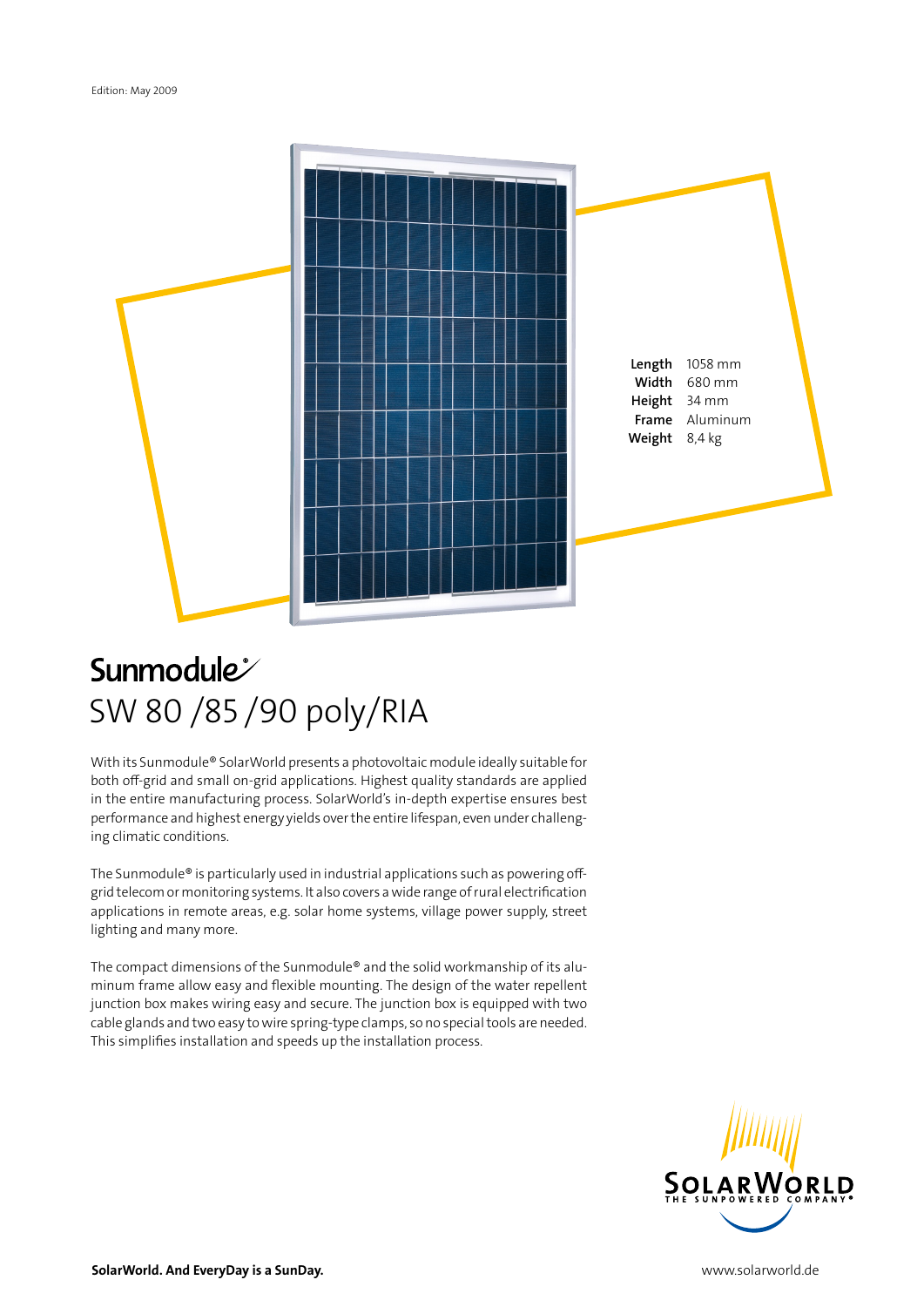Edition: May 2009

| | |
|---|---|
| **Length** | 1058 mm |
| **Width** | 680 mm |
| **Height** | 34 mm |
| **Frame** | Aluminum |
| **Weight** | 8,4 kg |

# Sunmodule®

# SW 80 /85 /90 poly/RIA

With its Sunmodule® SolarWorld presents a photovoltaic module ideally suitable for both off-grid and small on-grid applications. Highest quality standards are applied in the entire manufacturing process. SolarWorld's in-depth expertise ensures best performance and highest energy yields over the entire lifespan, even under challenging climatic conditions.

The Sunmodule® is particularly used in industrial applications such as powering off-grid telecom or monitoring systems. It also covers a wide range of rural electrification applications in remote areas, e.g. solar home systems, village power supply, street lighting and many more.

The compact dimensions of the Sunmodule® and the solid workmanship of its aluminum frame allow easy and flexible mounting. The design of the water repellent junction box makes wiring easy and secure. The junction box is equipped with two cable glands and two easy to wire spring-type clamps, so no special tools are needed. This simplifies installation and speeds up the installation process.

SOLARWORLD
THE SUNPOWERED COMPANY®

**SolarWorld. And EveryDay is a SunDay.**

www.solarworld.de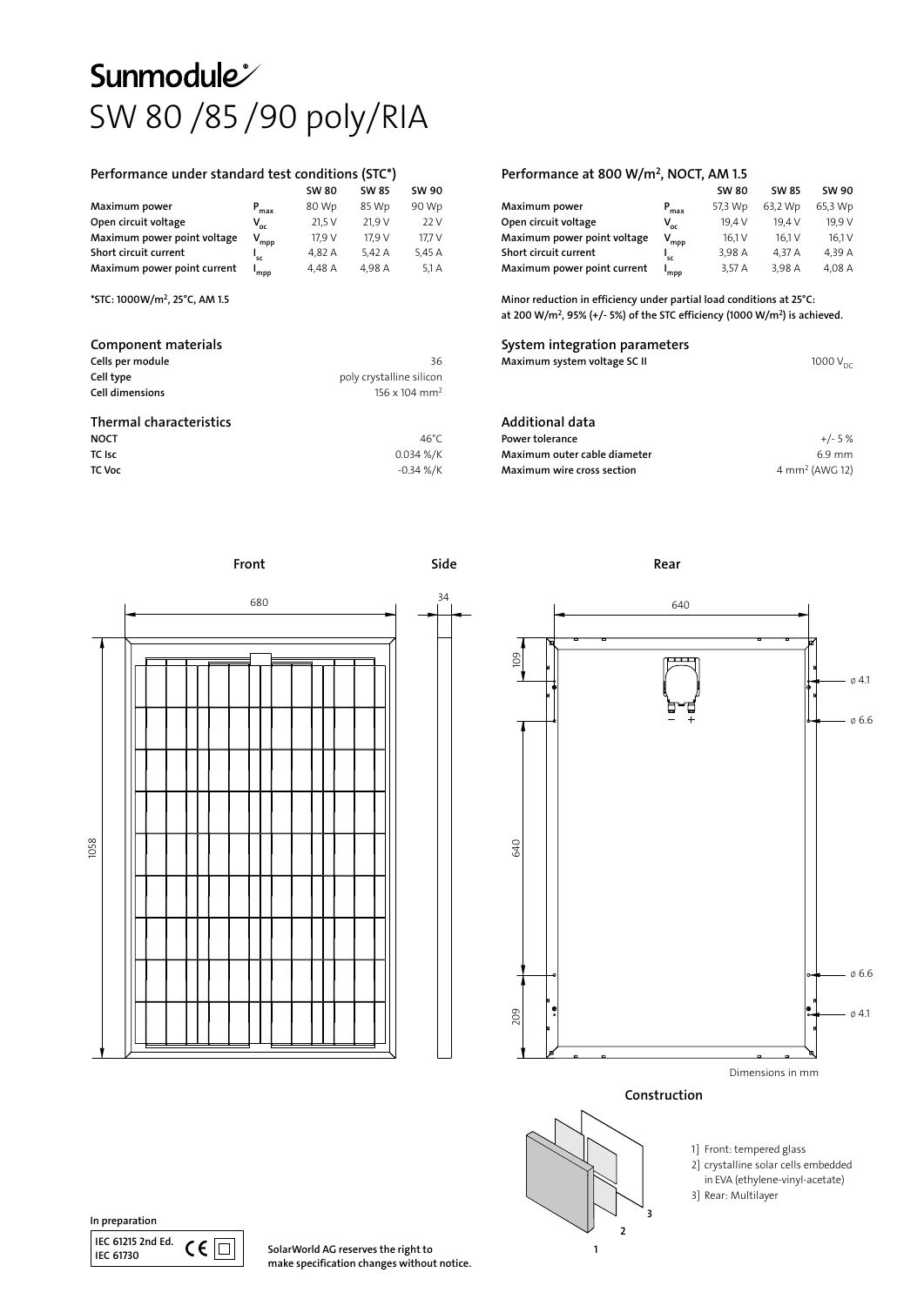# Sunmodule®

# SW 80 /85 /90 poly/RIA

## Performance under standard test conditions (STC*)

| | | SW 80 | SW 85 | SW 90 |
|---|---|---|---|---|
| Maximum power | $P_{max}$ | 80 Wp | 85 Wp | 90 Wp |
| Open circuit voltage | $V_{oc}$ | 21,5 V | 21,9 V | 22 V |
| Maximum power point voltage | $V_{mpp}$ | 17,9 V | 17,9 V | 17,7 V |
| Short circuit current | $I_{sc}$ | 4,82 A | 5,42 A | 5,45 A |
| Maximum power point current | $I_{mpp}$ | 4,48 A | 4,98 A | 5,1 A |

*STC: 1000W/m², 25°C, AM 1.5

## Performance at 800 W/m², NOCT, AM 1.5

| | | SW 80 | SW 85 | SW 90 |
|---|---|---|---|---|
| Maximum power | $P_{max}$ | 57,3 Wp | 63,2 Wp | 65,3 Wp |
| Open circuit voltage | $V_{oc}$ | 19,4 V | 19,4 V | 19,9 V |
| Maximum power point voltage | $V_{mpp}$ | 16,1 V | 16,1 V | 16,1 V |
| Short circuit current | $I_{sc}$ | 3,98 A | 4,37 A | 4,39 A |
| Maximum power point current | $I_{mpp}$ | 3,57 A | 3,98 A | 4,08 A |

Minor reduction in efficiency under partial load conditions at 25°C: at 200 W/m², 95% (+/- 5%) of the STC efficiency (1000 W/m²) is achieved.

## Component materials

| | |
|---|---|
| Cells per module | 36 |
| Cell type | poly crystalline silicon |
| Cell dimensions | 156 x 104 mm² |

## System integration parameters

| | |
|---|---|
| Maximum system voltage SC II | 1000 $V_{DC}$ |

## Thermal characteristics

| | |
|---|---|
| NOCT | 46°C |
| TC Isc | 0.034 %/K |
| TC Voc | -0.34 %/K |

## Additional data

| | |
|---|---|
| Power tolerance | +/- 5 % |
| Maximum outer cable diameter | 6.9 mm |
| Maximum wire cross section | 4 mm² (AWG 12) |

Front

680

1058

Side

34

Rear

640

109

640

209

ø 4.1

ø 6.6

ø 6.6

ø 4.1

− +

Dimensions in mm

## Construction

1] Front: tempered glass
2] crystalline solar cells embedded in EVA (ethylene-vinyl-acetate)
3] Rear: Multilayer

In preparation

IEC 61215 2nd Ed.
IEC 61730

SolarWorld AG reserves the right to make specification changes without notice.